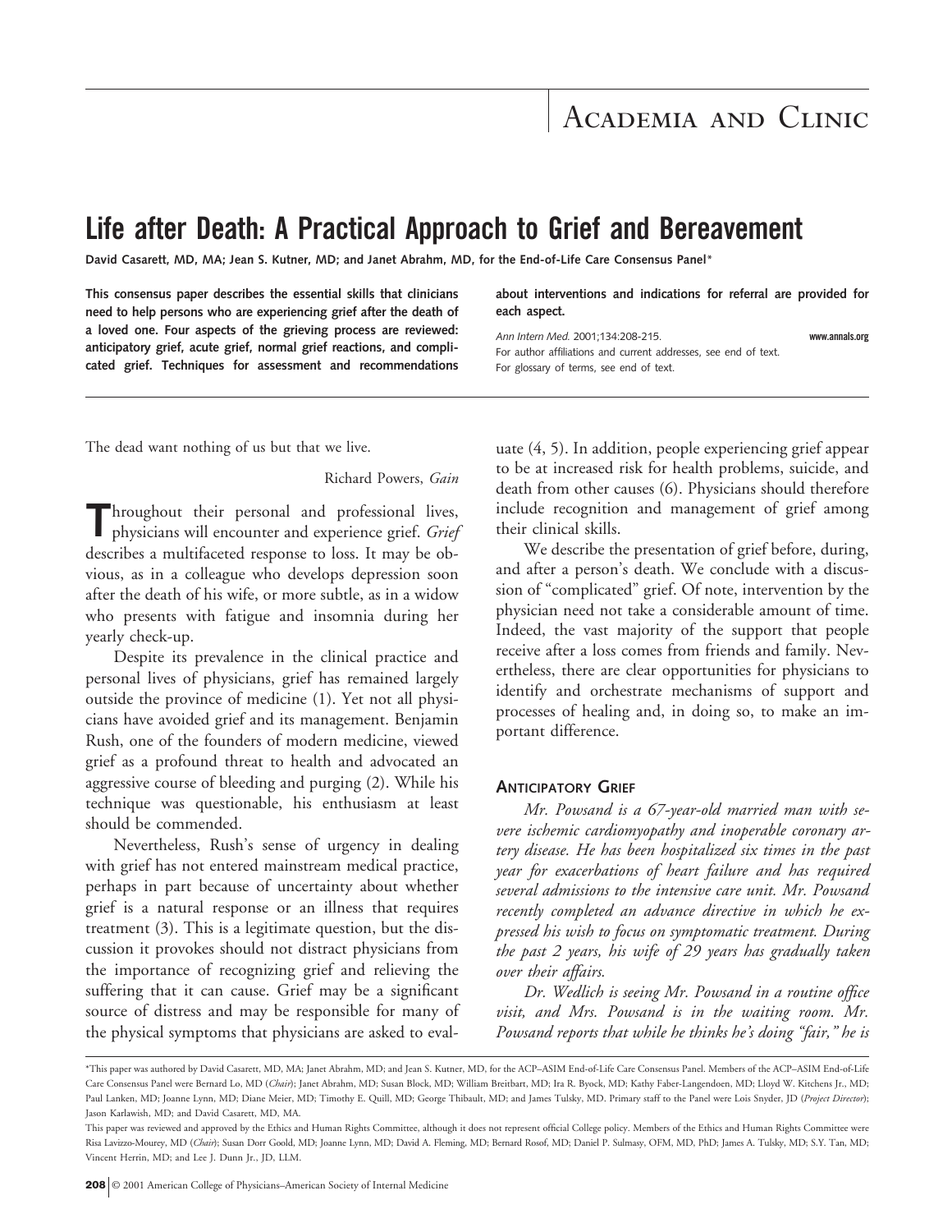# Life after Death: A Practical Approach to Grief and Bereavement

**David Casarett, MD, MA; Jean S. Kutner, MD; and Janet Abrahm, MD, for the End-of-Life Care Consensus Panel***

**This consensus paper describes the essential skills that clinicians need to help persons who are experiencing grief after the death of a loved one. Four aspects of the grieving process are reviewed: anticipatory grief, acute grief, normal grief reactions, and complicated grief. Techniques for assessment and recommendations about interventions and indications for referral are provided for each aspect.**

*Ann Intern Med.* 2001;134:208-215. **www.annals.org**
For author affiliations and current addresses, see end of text.
For glossary of terms, see end of text.

The dead want nothing of us but that we live.

Richard Powers, *Gain*

Throughout their personal and professional lives, physicians will encounter and experience grief. *Grief* describes a multifaceted response to loss. It may be obvious, as in a colleague who develops depression soon after the death of his wife, or more subtle, as in a widow who presents with fatigue and insomnia during her yearly check-up.

Despite its prevalence in the clinical practice and personal lives of physicians, grief has remained largely outside the province of medicine (1). Yet not all physicians have avoided grief and its management. Benjamin Rush, one of the founders of modern medicine, viewed grief as a profound threat to health and advocated an aggressive course of bleeding and purging (2). While his technique was questionable, his enthusiasm at least should be commended.

Nevertheless, Rush's sense of urgency in dealing with grief has not entered mainstream medical practice, perhaps in part because of uncertainty about whether grief is a natural response or an illness that requires treatment (3). This is a legitimate question, but the discussion it provokes should not distract physicians from the importance of recognizing grief and relieving the suffering that it can cause. Grief may be a significant source of distress and may be responsible for many of the physical symptoms that physicians are asked to evaluate (4, 5). In addition, people experiencing grief appear to be at increased risk for health problems, suicide, and death from other causes (6). Physicians should therefore include recognition and management of grief among their clinical skills.

We describe the presentation of grief before, during, and after a person's death. We conclude with a discussion of "complicated" grief. Of note, intervention by the physician need not take a considerable amount of time. Indeed, the vast majority of the support that people receive after a loss comes from friends and family. Nevertheless, there are clear opportunities for physicians to identify and orchestrate mechanisms of support and processes of healing and, in doing so, to make an important difference.

## Anticipatory Grief

*Mr. Powsand is a 67-year-old married man with severe ischemic cardiomyopathy and inoperable coronary artery disease. He has been hospitalized six times in the past year for exacerbations of heart failure and has required several admissions to the intensive care unit. Mr. Powsand recently completed an advance directive in which he expressed his wish to focus on symptomatic treatment. During the past 2 years, his wife of 29 years has gradually taken over their affairs.*

*Dr. Wedlich is seeing Mr. Powsand in a routine office visit, and Mrs. Powsand is in the waiting room. Mr. Powsand reports that while he thinks he's doing "fair," he is*

*This paper was authored by David Casarett, MD, MA; Janet Abrahm, MD; and Jean S. Kutner, MD, for the ACP–ASIM End-of-Life Care Consensus Panel. Members of the ACP–ASIM End-of-Life Care Consensus Panel were Bernard Lo, MD (*Chair*); Janet Abrahm, MD; Susan Block, MD; William Breitbart, MD; Ira R. Byock, MD; Kathy Faber-Langendoen, MD; Lloyd W. Kitchens Jr., MD; Paul Lanken, MD; Joanne Lynn, MD; Diane Meier, MD; Timothy E. Quill, MD; George Thibault, MD; and James Tulsky, MD. Primary staff to the Panel were Lois Snyder, JD (*Project Director*); Jason Karlawish, MD; and David Casarett, MD, MA.

This paper was reviewed and approved by the Ethics and Human Rights Committee, although it does not represent official College policy. Members of the Ethics and Human Rights Committee were Risa Lavizzo-Mourey, MD (*Chair*); Susan Dorr Goold, MD; Joanne Lynn, MD; David A. Fleming, MD; Bernard Rosof, MD; Daniel P. Sulmasy, OFM, MD, PhD; James A. Tulsky, MD; S.Y. Tan, MD; Vincent Herrin, MD; and Lee J. Dunn Jr., JD, LLM.

© 2001 American College of Physicians–American Society of Internal Medicine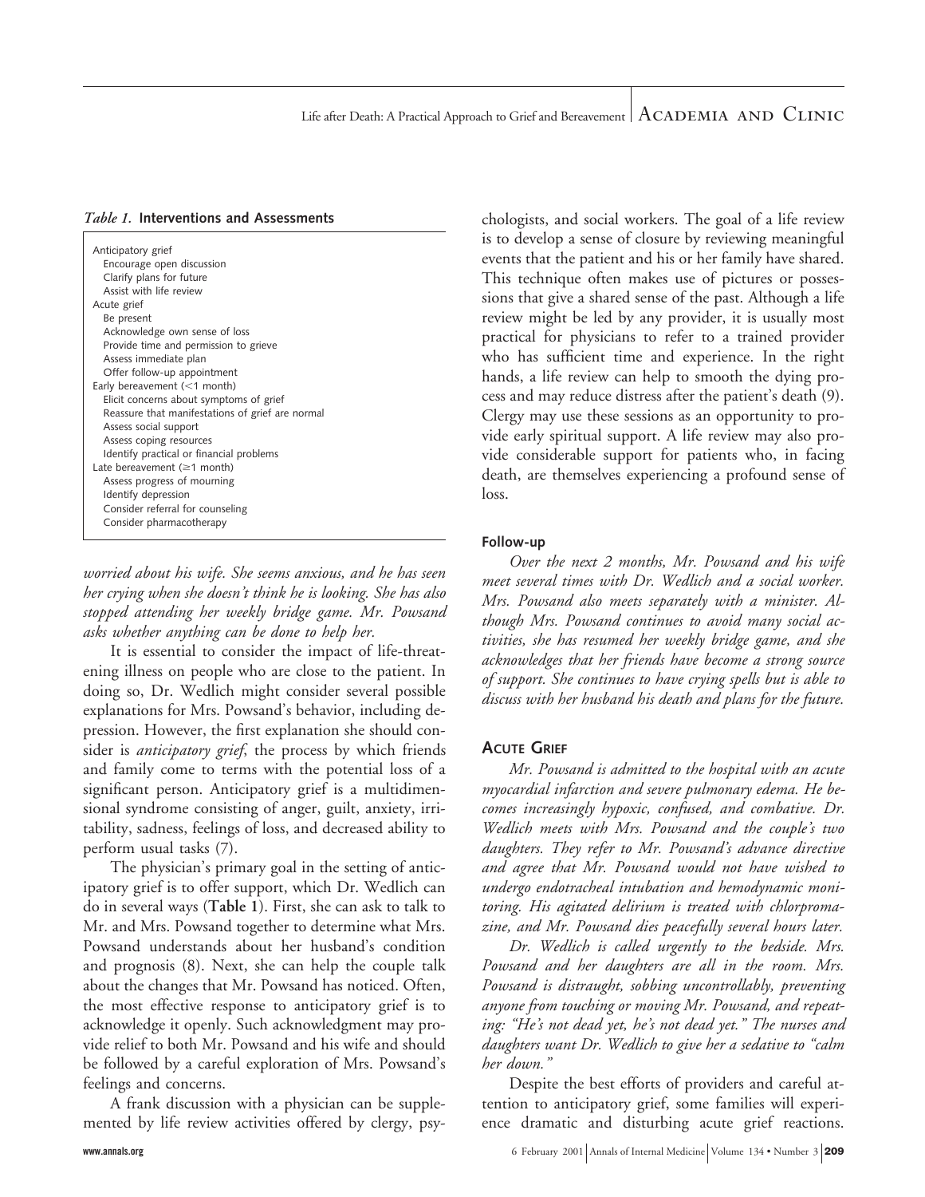*Table 1.* **Interventions and Assessments**

| |
|---|
| Anticipatory grief |
| Encourage open discussion |
| Clarify plans for future |
| Assist with life review |
| Acute grief |
| Be present |
| Acknowledge own sense of loss |
| Provide time and permission to grieve |
| Assess immediate plan |
| Offer follow-up appointment |
| Early bereavement (<1 month) |
| Elicit concerns about symptoms of grief |
| Reassure that manifestations of grief are normal |
| Assess social support |
| Assess coping resources |
| Identify practical or financial problems |
| Late bereavement (≥1 month) |
| Assess progress of mourning |
| Identify depression |
| Consider referral for counseling |
| Consider pharmacotherapy |

*worried about his wife. She seems anxious, and he has seen her crying when she doesn't think he is looking. She has also stopped attending her weekly bridge game. Mr. Powsand asks whether anything can be done to help her.*

It is essential to consider the impact of life-threatening illness on people who are close to the patient. In doing so, Dr. Wedlich might consider several possible explanations for Mrs. Powsand's behavior, including depression. However, the first explanation she should consider is *anticipatory grief*, the process by which friends and family come to terms with the potential loss of a significant person. Anticipatory grief is a multidimensional syndrome consisting of anger, guilt, anxiety, irritability, sadness, feelings of loss, and decreased ability to perform usual tasks (7).

The physician's primary goal in the setting of anticipatory grief is to offer support, which Dr. Wedlich can do in several ways (**Table 1**). First, she can ask to talk to Mr. and Mrs. Powsand together to determine what Mrs. Powsand understands about her husband's condition and prognosis (8). Next, she can help the couple talk about the changes that Mr. Powsand has noticed. Often, the most effective response to anticipatory grief is to acknowledge it openly. Such acknowledgment may provide relief to both Mr. Powsand and his wife and should be followed by a careful exploration of Mrs. Powsand's feelings and concerns.

A frank discussion with a physician can be supplemented by life review activities offered by clergy, psychologists, and social workers. The goal of a life review is to develop a sense of closure by reviewing meaningful events that the patient and his or her family have shared. This technique often makes use of pictures or possessions that give a shared sense of the past. Although a life review might be led by any provider, it is usually most practical for physicians to refer to a trained provider who has sufficient time and experience. In the right hands, a life review can help to smooth the dying process and may reduce distress after the patient's death (9). Clergy may use these sessions as an opportunity to provide early spiritual support. A life review may also provide considerable support for patients who, in facing death, are themselves experiencing a profound sense of loss.

#### Follow-up

*Over the next 2 months, Mr. Powsand and his wife meet several times with Dr. Wedlich and a social worker. Mrs. Powsand also meets separately with a minister. Although Mrs. Powsand continues to avoid many social activities, she has resumed her weekly bridge game, and she acknowledges that her friends have become a strong source of support. She continues to have crying spells but is able to discuss with her husband his death and plans for the future.*

### Acute Grief

*Mr. Powsand is admitted to the hospital with an acute myocardial infarction and severe pulmonary edema. He becomes increasingly hypoxic, confused, and combative. Dr. Wedlich meets with Mrs. Powsand and the couple's two daughters. They refer to Mr. Powsand's advance directive and agree that Mr. Powsand would not have wished to undergo endotracheal intubation and hemodynamic monitoring. His agitated delirium is treated with chlorpromazine, and Mr. Powsand dies peacefully several hours later.*

*Dr. Wedlich is called urgently to the bedside. Mrs. Powsand and her daughters are all in the room. Mrs. Powsand is distraught, sobbing uncontrollably, preventing anyone from touching or moving Mr. Powsand, and repeating: "He's not dead yet, he's not dead yet." The nurses and daughters want Dr. Wedlich to give her a sedative to "calm her down."*

Despite the best efforts of providers and careful attention to anticipatory grief, some families will experience dramatic and disturbing acute grief reactions.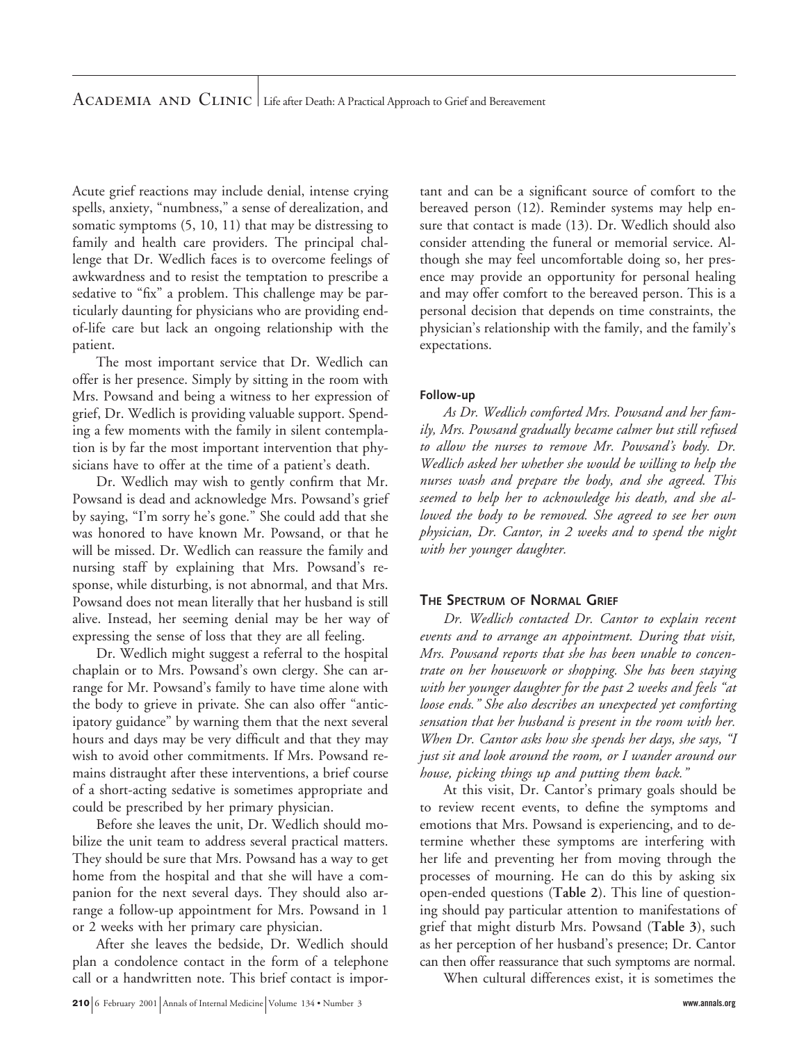Acute grief reactions may include denial, intense crying spells, anxiety, "numbness," a sense of derealization, and somatic symptoms (5, 10, 11) that may be distressing to family and health care providers. The principal challenge that Dr. Wedlich faces is to overcome feelings of awkwardness and to resist the temptation to prescribe a sedative to "fix" a problem. This challenge may be particularly daunting for physicians who are providing end-of-life care but lack an ongoing relationship with the patient.

The most important service that Dr. Wedlich can offer is her presence. Simply by sitting in the room with Mrs. Powsand and being a witness to her expression of grief, Dr. Wedlich is providing valuable support. Spending a few moments with the family in silent contemplation is by far the most important intervention that physicians have to offer at the time of a patient's death.

Dr. Wedlich may wish to gently confirm that Mr. Powsand is dead and acknowledge Mrs. Powsand's grief by saying, "I'm sorry he's gone." She could add that she was honored to have known Mr. Powsand, or that he will be missed. Dr. Wedlich can reassure the family and nursing staff by explaining that Mrs. Powsand's response, while disturbing, is not abnormal, and that Mrs. Powsand does not mean literally that her husband is still alive. Instead, her seeming denial may be her way of expressing the sense of loss that they are all feeling.

Dr. Wedlich might suggest a referral to the hospital chaplain or to Mrs. Powsand's own clergy. She can arrange for Mr. Powsand's family to have time alone with the body to grieve in private. She can also offer "anticipatory guidance" by warning them that the next several hours and days may be very difficult and that they may wish to avoid other commitments. If Mrs. Powsand remains distraught after these interventions, a brief course of a short-acting sedative is sometimes appropriate and could be prescribed by her primary physician.

Before she leaves the unit, Dr. Wedlich should mobilize the unit team to address several practical matters. They should be sure that Mrs. Powsand has a way to get home from the hospital and that she will have a companion for the next several days. They should also arrange a follow-up appointment for Mrs. Powsand in 1 or 2 weeks with her primary care physician.

After she leaves the bedside, Dr. Wedlich should plan a condolence contact in the form of a telephone call or a handwritten note. This brief contact is important and can be a significant source of comfort to the bereaved person (12). Reminder systems may help ensure that contact is made (13). Dr. Wedlich should also consider attending the funeral or memorial service. Although she may feel uncomfortable doing so, her presence may provide an opportunity for personal healing and may offer comfort to the bereaved person. This is a personal decision that depends on time constraints, the physician's relationship with the family, and the family's expectations.

#### Follow-up

*As Dr. Wedlich comforted Mrs. Powsand and her family, Mrs. Powsand gradually became calmer but still refused to allow the nurses to remove Mr. Powsand's body. Dr. Wedlich asked her whether she would be willing to help the nurses wash and prepare the body, and she agreed. This seemed to help her to acknowledge his death, and she allowed the body to be removed. She agreed to see her own physician, Dr. Cantor, in 2 weeks and to spend the night with her younger daughter.*

### The Spectrum of Normal Grief

*Dr. Wedlich contacted Dr. Cantor to explain recent events and to arrange an appointment. During that visit, Mrs. Powsand reports that she has been unable to concentrate on her housework or shopping. She has been staying with her younger daughter for the past 2 weeks and feels "at loose ends." She also describes an unexpected yet comforting sensation that her husband is present in the room with her. When Dr. Cantor asks how she spends her days, she says, "I just sit and look around the room, or I wander around our house, picking things up and putting them back."*

At this visit, Dr. Cantor's primary goals should be to review recent events, to define the symptoms and emotions that Mrs. Powsand is experiencing, and to determine whether these symptoms are interfering with her life and preventing her from moving through the processes of mourning. He can do this by asking six open-ended questions (**Table 2**). This line of questioning should pay particular attention to manifestations of grief that might disturb Mrs. Powsand (**Table 3**), such as her perception of her husband's presence; Dr. Cantor can then offer reassurance that such symptoms are normal.

When cultural differences exist, it is sometimes the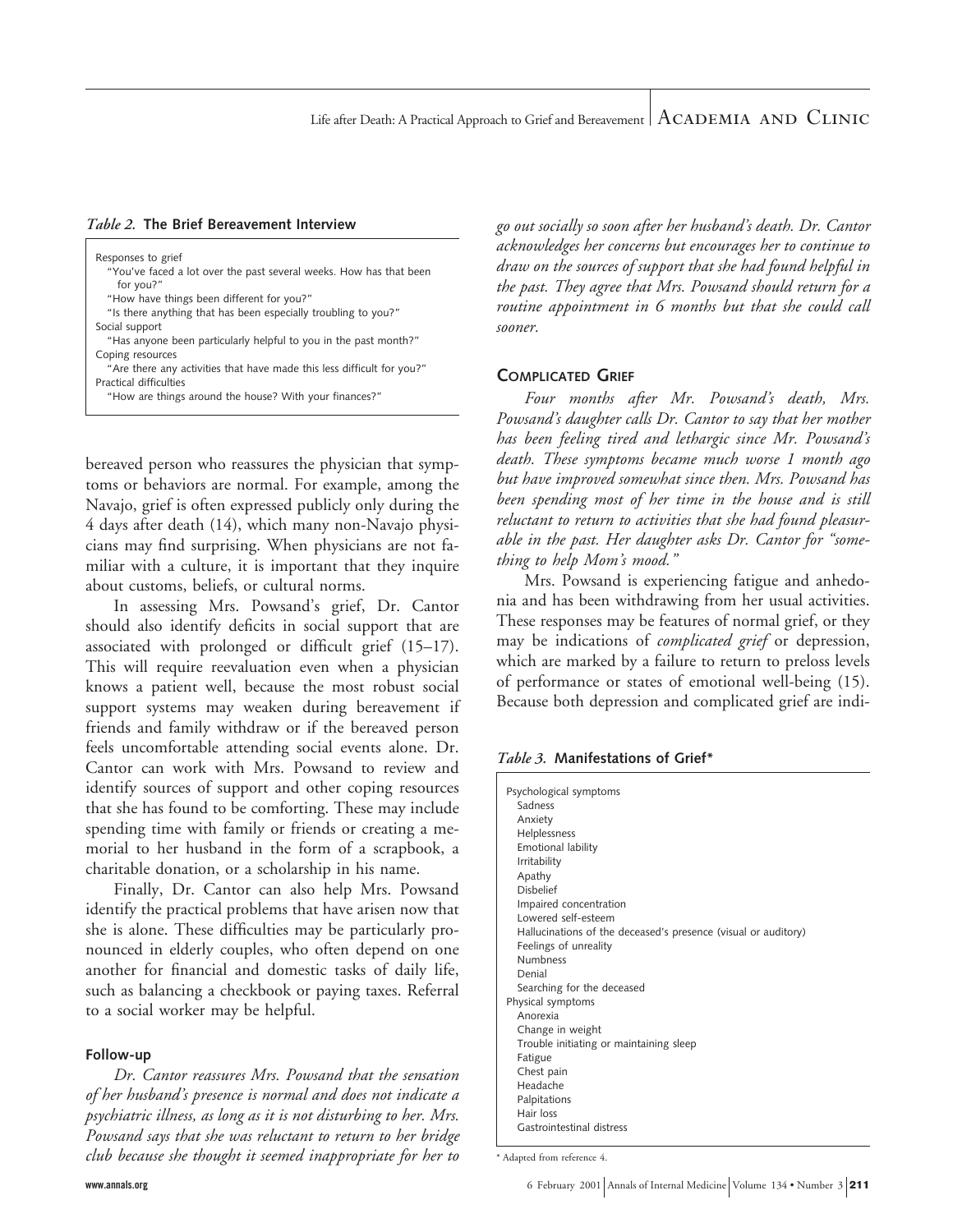*Table 2.* **The Brief Bereavement Interview**

| |
|---|
| Responses to grief |
| "You've faced a lot over the past several weeks. How has that been for you?" |
| "How have things been different for you?" |
| "Is there anything that has been especially troubling to you?" |
| Social support |
| "Has anyone been particularly helpful to you in the past month?" |
| Coping resources |
| "Are there any activities that have made this less difficult for you?" |
| Practical difficulties |
| "How are things around the house? With your finances?" |

bereaved person who reassures the physician that symptoms or behaviors are normal. For example, among the Navajo, grief is often expressed publicly only during the 4 days after death (14), which many non-Navajo physicians may find surprising. When physicians are not familiar with a culture, it is important that they inquire about customs, beliefs, or cultural norms.

In assessing Mrs. Powsand's grief, Dr. Cantor should also identify deficits in social support that are associated with prolonged or difficult grief (15–17). This will require reevaluation even when a physician knows a patient well, because the most robust social support systems may weaken during bereavement if friends and family withdraw or if the bereaved person feels uncomfortable attending social events alone. Dr. Cantor can work with Mrs. Powsand to review and identify sources of support and other coping resources that she has found to be comforting. These may include spending time with family or friends or creating a memorial to her husband in the form of a scrapbook, a charitable donation, or a scholarship in his name.

Finally, Dr. Cantor can also help Mrs. Powsand identify the practical problems that have arisen now that she is alone. These difficulties may be particularly pronounced in elderly couples, who often depend on one another for financial and domestic tasks of daily life, such as balancing a checkbook or paying taxes. Referral to a social worker may be helpful.

### Follow-up

*Dr. Cantor reassures Mrs. Powsand that the sensation of her husband's presence is normal and does not indicate a psychiatric illness, as long as it is not disturbing to her. Mrs. Powsand says that she was reluctant to return to her bridge club because she thought it seemed inappropriate for her to go out socially so soon after her husband's death. Dr. Cantor acknowledges her concerns but encourages her to continue to draw on the sources of support that she had found helpful in the past. They agree that Mrs. Powsand should return for a routine appointment in 6 months but that she could call sooner.*

## Complicated Grief

*Four months after Mr. Powsand's death, Mrs. Powsand's daughter calls Dr. Cantor to say that her mother has been feeling tired and lethargic since Mr. Powsand's death. These symptoms became much worse 1 month ago but have improved somewhat since then. Mrs. Powsand has been spending most of her time in the house and is still reluctant to return to activities that she had found pleasurable in the past. Her daughter asks Dr. Cantor for "something to help Mom's mood."*

Mrs. Powsand is experiencing fatigue and anhedonia and has been withdrawing from her usual activities. These responses may be features of normal grief, or they may be indications of *complicated grief* or depression, which are marked by a failure to return to preloss levels of performance or states of emotional well-being (15). Because both depression and complicated grief are indi-

*Table 3.* **Manifestations of Grief***

| |
|---|
| Psychological symptoms |
| Sadness |
| Anxiety |
| Helplessness |
| Emotional lability |
| Irritability |
| Apathy |
| Disbelief |
| Impaired concentration |
| Lowered self-esteem |
| Hallucinations of the deceased's presence (visual or auditory) |
| Feelings of unreality |
| Numbness |
| Denial |
| Searching for the deceased |
| Physical symptoms |
| Anorexia |
| Change in weight |
| Trouble initiating or maintaining sleep |
| Fatigue |
| Chest pain |
| Headache |
| Palpitations |
| Hair loss |
| Gastrointestinal distress |

* Adapted from reference 4.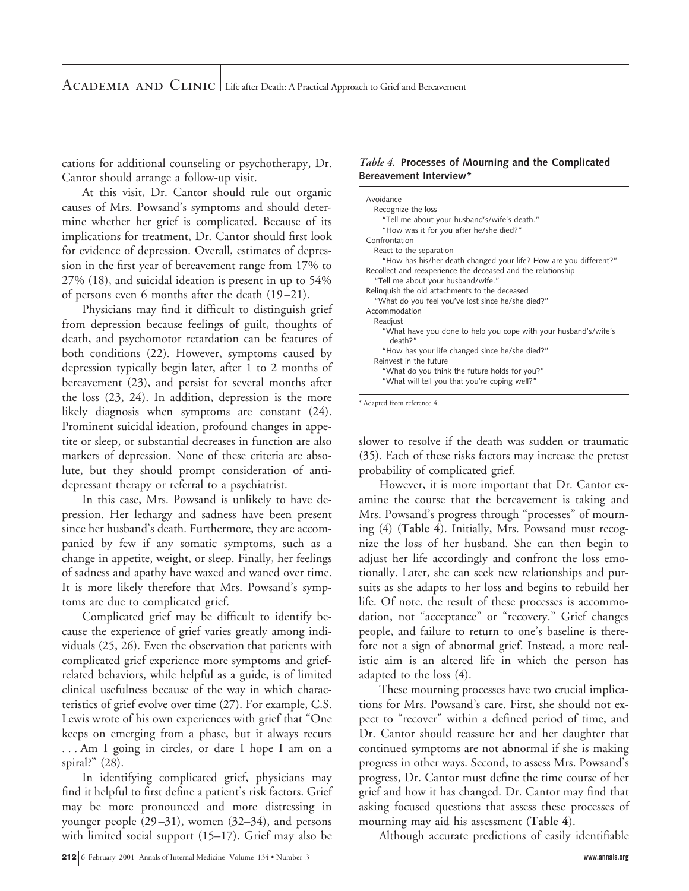cations for additional counseling or psychotherapy, Dr. Cantor should arrange a follow-up visit.

At this visit, Dr. Cantor should rule out organic causes of Mrs. Powsand's symptoms and should determine whether her grief is complicated. Because of its implications for treatment, Dr. Cantor should first look for evidence of depression. Overall, estimates of depression in the first year of bereavement range from 17% to 27% (18), and suicidal ideation is present in up to 54% of persons even 6 months after the death (19–21).

Physicians may find it difficult to distinguish grief from depression because feelings of guilt, thoughts of death, and psychomotor retardation can be features of both conditions (22). However, symptoms caused by depression typically begin later, after 1 to 2 months of bereavement (23), and persist for several months after the loss (23, 24). In addition, depression is the more likely diagnosis when symptoms are constant (24). Prominent suicidal ideation, profound changes in appetite or sleep, or substantial decreases in function are also markers of depression. None of these criteria are absolute, but they should prompt consideration of antidepressant therapy or referral to a psychiatrist.

In this case, Mrs. Powsand is unlikely to have depression. Her lethargy and sadness have been present since her husband's death. Furthermore, they are accompanied by few if any somatic symptoms, such as a change in appetite, weight, or sleep. Finally, her feelings of sadness and apathy have waxed and waned over time. It is more likely therefore that Mrs. Powsand's symptoms are due to complicated grief.

Complicated grief may be difficult to identify because the experience of grief varies greatly among individuals (25, 26). Even the observation that patients with complicated grief experience more symptoms and grief-related behaviors, while helpful as a guide, is of limited clinical usefulness because of the way in which characteristics of grief evolve over time (27). For example, C.S. Lewis wrote of his own experiences with grief that "One keeps on emerging from a phase, but it always recurs . . . Am I going in circles, or dare I hope I am on a spiral?" (28).

In identifying complicated grief, physicians may find it helpful to first define a patient's risk factors. Grief may be more pronounced and more distressing in younger people (29–31), women (32–34), and persons with limited social support (15–17). Grief may also be slower to resolve if the death was sudden or traumatic (35). Each of these risks factors may increase the pretest probability of complicated grief.

*Table 4.* **Processes of Mourning and the Complicated Bereavement Interview***

- Avoidance
  - Recognize the loss
    - "Tell me about your husband's/wife's death."
    - "How was it for you after he/she died?"
- Confrontation
  - React to the separation
    - "How has his/her death changed your life? How are you different?"
  - Recollect and reexperience the deceased and the relationship
    - "Tell me about your husband/wife."
  - Relinquish the old attachments to the deceased
    - "What do you feel you've lost since he/she died?"
- Accommodation
  - Readjust
    - "What have you done to help you cope with your husband's/wife's death?"
    - "How has your life changed since he/she died?"
  - Reinvest in the future
    - "What do you think the future holds for you?"
    - "What will tell you that you're coping well?"

\* Adapted from reference 4.

However, it is more important that Dr. Cantor examine the course that the bereavement is taking and Mrs. Powsand's progress through "processes" of mourning (4) (**Table 4**). Initially, Mrs. Powsand must recognize the loss of her husband. She can then begin to adjust her life accordingly and confront the loss emotionally. Later, she can seek new relationships and pursuits as she adapts to her loss and begins to rebuild her life. Of note, the result of these processes is accommodation, not "acceptance" or "recovery." Grief changes people, and failure to return to one's baseline is therefore not a sign of abnormal grief. Instead, a more realistic aim is an altered life in which the person has adapted to the loss (4).

These mourning processes have two crucial implications for Mrs. Powsand's care. First, she should not expect to "recover" within a defined period of time, and Dr. Cantor should reassure her and her daughter that continued symptoms are not abnormal if she is making progress in other ways. Second, to assess Mrs. Powsand's progress, Dr. Cantor must define the time course of her grief and how it has changed. Dr. Cantor may find that asking focused questions that assess these processes of mourning may aid his assessment (**Table 4**).

Although accurate predictions of easily identifiable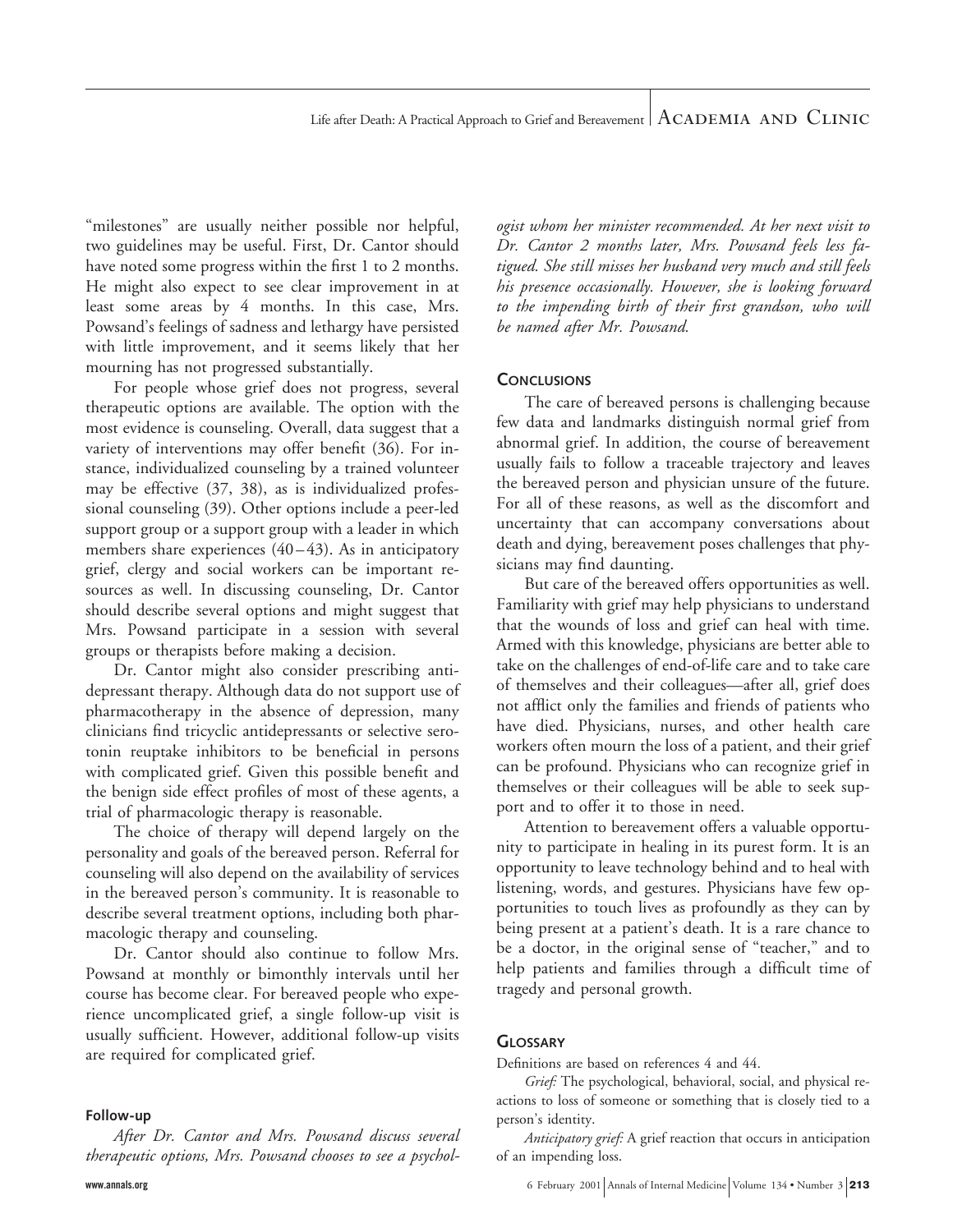"milestones" are usually neither possible nor helpful, two guidelines may be useful. First, Dr. Cantor should have noted some progress within the first 1 to 2 months. He might also expect to see clear improvement in at least some areas by 4 months. In this case, Mrs. Powsand's feelings of sadness and lethargy have persisted with little improvement, and it seems likely that her mourning has not progressed substantially.

For people whose grief does not progress, several therapeutic options are available. The option with the most evidence is counseling. Overall, data suggest that a variety of interventions may offer benefit (36). For instance, individualized counseling by a trained volunteer may be effective (37, 38), as is individualized professional counseling (39). Other options include a peer-led support group or a support group with a leader in which members share experiences (40–43). As in anticipatory grief, clergy and social workers can be important resources as well. In discussing counseling, Dr. Cantor should describe several options and might suggest that Mrs. Powsand participate in a session with several groups or therapists before making a decision.

Dr. Cantor might also consider prescribing antidepressant therapy. Although data do not support use of pharmacotherapy in the absence of depression, many clinicians find tricyclic antidepressants or selective serotonin reuptake inhibitors to be beneficial in persons with complicated grief. Given this possible benefit and the benign side effect profiles of most of these agents, a trial of pharmacologic therapy is reasonable.

The choice of therapy will depend largely on the personality and goals of the bereaved person. Referral for counseling will also depend on the availability of services in the bereaved person's community. It is reasonable to describe several treatment options, including both pharmacologic therapy and counseling.

Dr. Cantor should also continue to follow Mrs. Powsand at monthly or bimonthly intervals until her course has become clear. For bereaved people who experience uncomplicated grief, a single follow-up visit is usually sufficient. However, additional follow-up visits are required for complicated grief.

### Follow-up

*After Dr. Cantor and Mrs. Powsand discuss several therapeutic options, Mrs. Powsand chooses to see a psychologist whom her minister recommended. At her next visit to Dr. Cantor 2 months later, Mrs. Powsand feels less fatigued. She still misses her husband very much and still feels his presence occasionally. However, she is looking forward to the impending birth of their first grandson, who will be named after Mr. Powsand.*

## Conclusions

The care of bereaved persons is challenging because few data and landmarks distinguish normal grief from abnormal grief. In addition, the course of bereavement usually fails to follow a traceable trajectory and leaves the bereaved person and physician unsure of the future. For all of these reasons, as well as the discomfort and uncertainty that can accompany conversations about death and dying, bereavement poses challenges that physicians may find daunting.

But care of the bereaved offers opportunities as well. Familiarity with grief may help physicians to understand that the wounds of loss and grief can heal with time. Armed with this knowledge, physicians are better able to take on the challenges of end-of-life care and to take care of themselves and their colleagues—after all, grief does not afflict only the families and friends of patients who have died. Physicians, nurses, and other health care workers often mourn the loss of a patient, and their grief can be profound. Physicians who can recognize grief in themselves or their colleagues will be able to seek support and to offer it to those in need.

Attention to bereavement offers a valuable opportunity to participate in healing in its purest form. It is an opportunity to leave technology behind and to heal with listening, words, and gestures. Physicians have few opportunities to touch lives as profoundly as they can by being present at a patient's death. It is a rare chance to be a doctor, in the original sense of "teacher," and to help patients and families through a difficult time of tragedy and personal growth.

## Glossary

Definitions are based on references 4 and 44.

*Grief:* The psychological, behavioral, social, and physical reactions to loss of someone or something that is closely tied to a person's identity.

*Anticipatory grief:* A grief reaction that occurs in anticipation of an impending loss.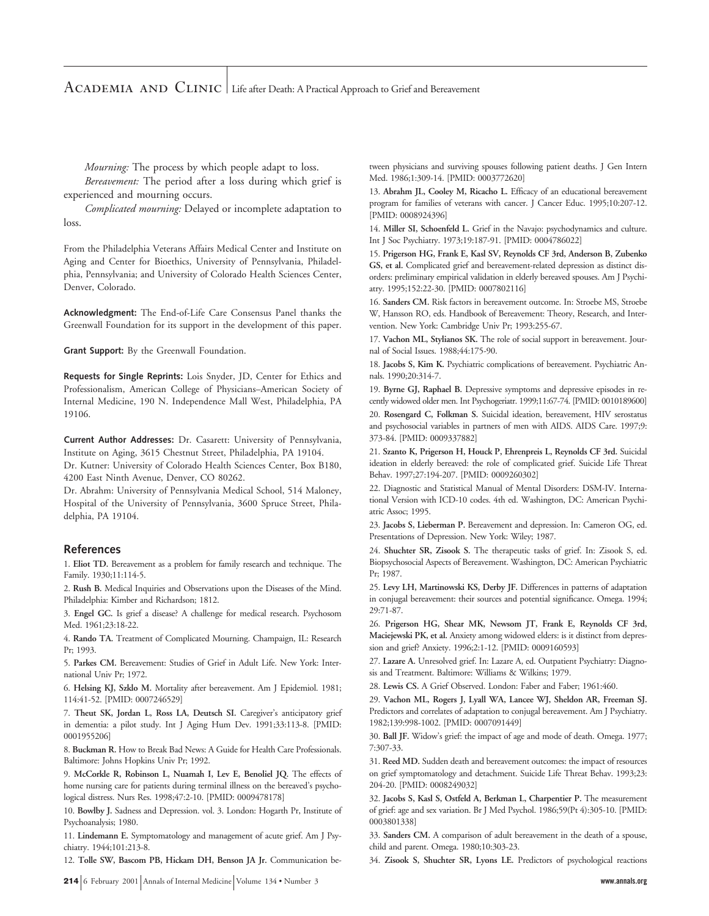*Mourning:* The process by which people adapt to loss.

*Bereavement:* The period after a loss during which grief is experienced and mourning occurs.

*Complicated mourning:* Delayed or incomplete adaptation to loss.

From the Philadelphia Veterans Affairs Medical Center and Institute on Aging and Center for Bioethics, University of Pennsylvania, Philadelphia, Pennsylvania; and University of Colorado Health Sciences Center, Denver, Colorado.

**Acknowledgment:** The End-of-Life Care Consensus Panel thanks the Greenwall Foundation for its support in the development of this paper.

**Grant Support:** By the Greenwall Foundation.

**Requests for Single Reprints:** Lois Snyder, JD, Center for Ethics and Professionalism, American College of Physicians–American Society of Internal Medicine, 190 N. Independence Mall West, Philadelphia, PA 19106.

**Current Author Addresses:** Dr. Casarett: University of Pennsylvania, Institute on Aging, 3615 Chestnut Street, Philadelphia, PA 19104.
Dr. Kutner: University of Colorado Health Sciences Center, Box B180, 4200 East Ninth Avenue, Denver, CO 80262.
Dr. Abrahm: University of Pennsylvania Medical School, 514 Maloney, Hospital of the University of Pennsylvania, 3600 Spruce Street, Philadelphia, PA 19104.

## References

1. **Eliot TD.** Bereavement as a problem for family research and technique. The Family. 1930;11:114-5.
2. **Rush B.** Medical Inquiries and Observations upon the Diseases of the Mind. Philadelphia: Kimber and Richardson; 1812.
3. **Engel GC.** Is grief a disease? A challenge for medical research. Psychosom Med. 1961;23:18-22.
4. **Rando TA.** Treatment of Complicated Mourning. Champaign, IL: Research Pr; 1993.
5. **Parkes CM.** Bereavement: Studies of Grief in Adult Life. New York: International Univ Pr; 1972.
6. **Helsing KJ, Szklo M.** Mortality after bereavement. Am J Epidemiol. 1981; 114:41-52. [PMID: 0007246529]
7. **Theut SK, Jordan L, Ross LA, Deutsch SI.** Caregiver's anticipatory grief in dementia: a pilot study. Int J Aging Hum Dev. 1991;33:113-8. [PMID: 0001955206]
8. **Buckman R.** How to Break Bad News: A Guide for Health Care Professionals. Baltimore: Johns Hopkins Univ Pr; 1992.
9. **McCorkle R, Robinson L, Nuamah I, Lev E, Benoliel JQ.** The effects of home nursing care for patients during terminal illness on the bereaved's psychological distress. Nurs Res. 1998;47:2-10. [PMID: 0009478178]
10. **Bowlby J.** Sadness and Depression. vol. 3. London: Hogarth Pr, Institute of Psychoanalysis; 1980.
11. **Lindemann E.** Symptomatology and management of acute grief. Am J Psychiatry. 1944;101:213-8.
12. **Tolle SW, Bascom PB, Hickam DH, Benson JA Jr.** Communication between physicians and surviving spouses following patient deaths. J Gen Intern Med. 1986;1:309-14. [PMID: 0003772620]
13. **Abrahm JL, Cooley M, Ricacho L.** Efficacy of an educational bereavement program for families of veterans with cancer. J Cancer Educ. 1995;10:207-12. [PMID: 0008924396]
14. **Miller SI, Schoenfeld L.** Grief in the Navajo: psychodynamics and culture. Int J Soc Psychiatry. 1973;19:187-91. [PMID: 0004786022]
15. **Prigerson HG, Frank E, Kasl SV, Reynolds CF 3rd, Anderson B, Zubenko GS, et al.** Complicated grief and bereavement-related depression as distinct disorders: preliminary empirical validation in elderly bereaved spouses. Am J Psychiatry. 1995;152:22-30. [PMID: 0007802116]
16. **Sanders CM.** Risk factors in bereavement outcome. In: Stroebe MS, Stroebe W, Hansson RO, eds. Handbook of Bereavement: Theory, Research, and Intervention. New York: Cambridge Univ Pr; 1993:255-67.
17. **Vachon ML, Stylianos SK.** The role of social support in bereavement. Journal of Social Issues. 1988;44:175-90.
18. **Jacobs S, Kim K.** Psychiatric complications of bereavement. Psychiatric Annals. 1990;20:314-7.
19. **Byrne GJ, Raphael B.** Depressive symptoms and depressive episodes in recently widowed older men. Int Psychogeriatr. 1999;11:67-74. [PMID: 0010189600]
20. **Rosengard C, Folkman S.** Suicidal ideation, bereavement, HIV serostatus and psychosocial variables in partners of men with AIDS. AIDS Care. 1997;9: 373-84. [PMID: 0009337882]
21. **Szanto K, Prigerson H, Houck P, Ehrenpreis L, Reynolds CF 3rd.** Suicidal ideation in elderly bereaved: the role of complicated grief. Suicide Life Threat Behav. 1997;27:194-207. [PMID: 0009260302]
22. Diagnostic and Statistical Manual of Mental Disorders: DSM-IV. International Version with ICD-10 codes. 4th ed. Washington, DC: American Psychiatric Assoc; 1995.
23. **Jacobs S, Lieberman P.** Bereavement and depression. In: Cameron OG, ed. Presentations of Depression. New York: Wiley; 1987.
24. **Shuchter SR, Zisook S.** The therapeutic tasks of grief. In: Zisook S, ed. Biopsychosocial Aspects of Bereavement. Washington, DC: American Psychiatric Pr; 1987.
25. **Levy LH, Martinowski KS, Derby JF.** Differences in patterns of adaptation in conjugal bereavement: their sources and potential significance. Omega. 1994; 29:71-87.
26. **Prigerson HG, Shear MK, Newsom JT, Frank E, Reynolds CF 3rd, Maciejewski PK, et al.** Anxiety among widowed elders: is it distinct from depression and grief? Anxiety. 1996;2:1-12. [PMID: 0009160593]
27. **Lazare A.** Unresolved grief. In: Lazare A, ed. Outpatient Psychiatry: Diagnosis and Treatment. Baltimore: Williams & Wilkins; 1979.
28. **Lewis CS.** A Grief Observed. London: Faber and Faber; 1961:460.
29. **Vachon ML, Rogers J, Lyall WA, Lancee WJ, Sheldon AR, Freeman SJ.** Predictors and correlates of adaptation to conjugal bereavement. Am J Psychiatry. 1982;139:998-1002. [PMID: 0007091449]
30. **Ball JF.** Widow's grief: the impact of age and mode of death. Omega. 1977; 7:307-33.
31. **Reed MD.** Sudden death and bereavement outcomes: the impact of resources on grief symptomatology and detachment. Suicide Life Threat Behav. 1993;23: 204-20. [PMID: 0008249032]
32. **Jacobs S, Kasl S, Ostfeld A, Berkman L, Charpentier P.** The measurement of grief: age and sex variation. Br J Med Psychol. 1986;59(Pt 4):305-10. [PMID: 0003801338]
33. **Sanders CM.** A comparison of adult bereavement in the death of a spouse, child and parent. Omega. 1980;10:303-23.
34. **Zisook S, Shuchter SR, Lyons LE.** Predictors of psychological reactions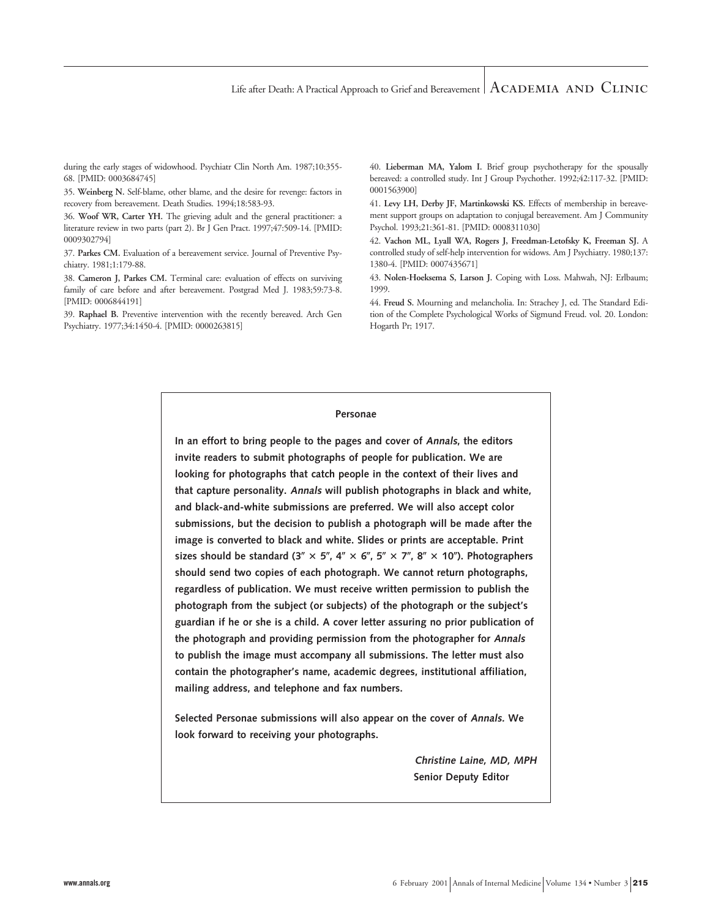during the early stages of widowhood. Psychiatr Clin North Am. 1987;10:355-68. [PMID: 0003684745]

35. **Weinberg N.** Self-blame, other blame, and the desire for revenge: factors in recovery from bereavement. Death Studies. 1994;18:583-93.

36. **Woof WR, Carter YH.** The grieving adult and the general practitioner: a literature review in two parts (part 2). Br J Gen Pract. 1997;47:509-14. [PMID: 0009302794]

37. **Parkes CM.** Evaluation of a bereavement service. Journal of Preventive Psychiatry. 1981;1:179-88.

38. **Cameron J, Parkes CM.** Terminal care: evaluation of effects on surviving family of care before and after bereavement. Postgrad Med J. 1983;59:73-8. [PMID: 0006844191]

39. **Raphael B.** Preventive intervention with the recently bereaved. Arch Gen Psychiatry. 1977;34:1450-4. [PMID: 0000263815]

40. **Lieberman MA, Yalom I.** Brief group psychotherapy for the spousally bereaved: a controlled study. Int J Group Psychother. 1992;42:117-32. [PMID: 0001563900]

41. **Levy LH, Derby JF, Martinkowski KS.** Effects of membership in bereavement support groups on adaptation to conjugal bereavement. Am J Community Psychol. 1993;21:361-81. [PMID: 0008311030]

42. **Vachon ML, Lyall WA, Rogers J, Freedman-Letofsky K, Freeman SJ.** A controlled study of self-help intervention for widows. Am J Psychiatry. 1980;137:1380-4. [PMID: 0007435671]

43. **Nolen-Hoeksema S, Larson J.** Coping with Loss. Mahwah, NJ: Erlbaum; 1999.

44. **Freud S.** Mourning and melancholia. In: Strachey J, ed. The Standard Edition of the Complete Psychological Works of Sigmund Freud. vol. 20. London: Hogarth Pr; 1917.

### Personae

**In an effort to bring people to the pages and cover of *Annals*, the editors invite readers to submit photographs of people for publication. We are looking for photographs that catch people in the context of their lives and that capture personality. *Annals* will publish photographs in black and white, and black-and-white submissions are preferred. We will also accept color submissions, but the decision to publish a photograph will be made after the image is converted to black and white. Slides or prints are acceptable. Print sizes should be standard (3″ × 5″, 4″ × 6″, 5″ × 7″, 8″ × 10″). Photographers should send two copies of each photograph. We cannot return photographs, regardless of publication. We must receive written permission to publish the photograph from the subject (or subjects) of the photograph or the subject's guardian if he or she is a child. A cover letter assuring no prior publication of the photograph and providing permission from the photographer for *Annals* to publish the image must accompany all submissions. The letter must also contain the photographer's name, academic degrees, institutional affiliation, mailing address, and telephone and fax numbers.**

**Selected Personae submissions will also appear on the cover of *Annals*. We look forward to receiving your photographs.**

***Christine Laine, MD, MPH***
**Senior Deputy Editor**